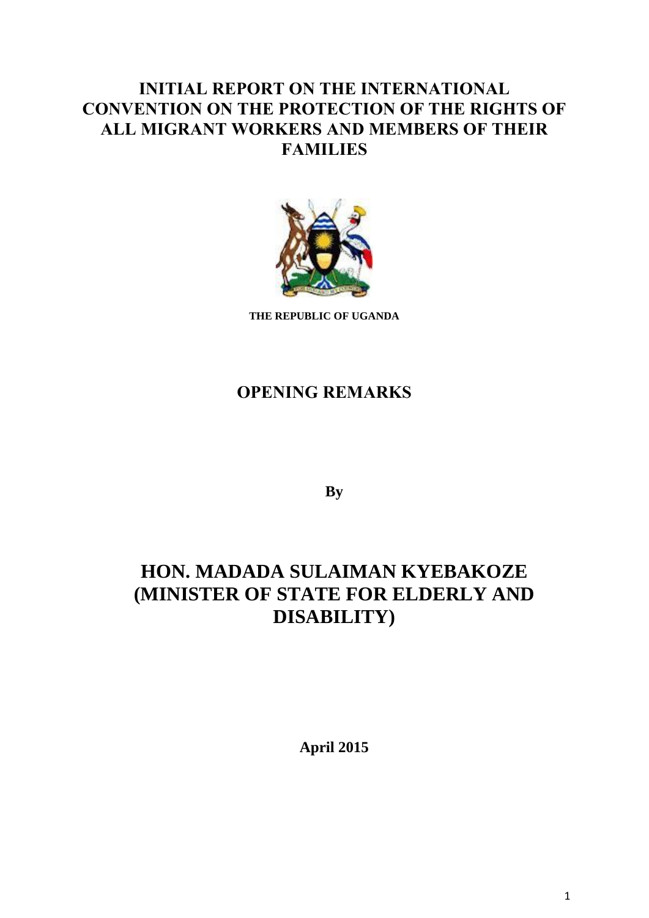# INITIAL REPORT ON THE INTERNATIONAL CONVENTION ON THE PROTECTION OF THE RIGHTS OF ALL MIGRANT WORKERS AND MEMBERS OF THEIR FAMILIES

**THE REPUBLIC OF UGANDA**

## OPENING REMARKS

**By**

## HON. MADADA SULAIMAN KYEBAKOZE (MINISTER OF STATE FOR ELDERLY AND DISABILITY)

**April 2015**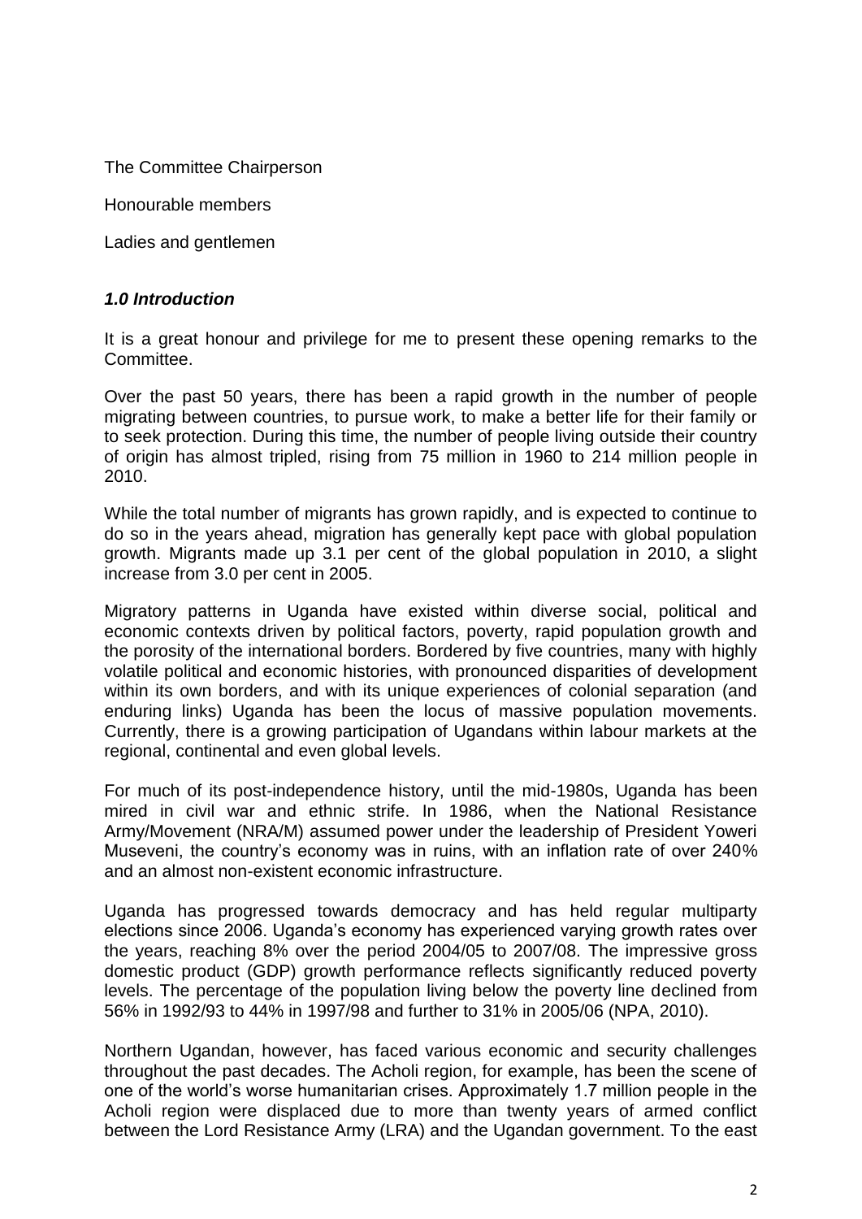The Committee Chairperson

Honourable members

Ladies and gentlemen

### *1.0 Introduction*

It is a great honour and privilege for me to present these opening remarks to the Committee.

Over the past 50 years, there has been a rapid growth in the number of people migrating between countries, to pursue work, to make a better life for their family or to seek protection. During this time, the number of people living outside their country of origin has almost tripled, rising from 75 million in 1960 to 214 million people in 2010.

While the total number of migrants has grown rapidly, and is expected to continue to do so in the years ahead, migration has generally kept pace with global population growth. Migrants made up 3.1 per cent of the global population in 2010, a slight increase from 3.0 per cent in 2005.

Migratory patterns in Uganda have existed within diverse social, political and economic contexts driven by political factors, poverty, rapid population growth and the porosity of the international borders. Bordered by five countries, many with highly volatile political and economic histories, with pronounced disparities of development within its own borders, and with its unique experiences of colonial separation (and enduring links) Uganda has been the locus of massive population movements. Currently, there is a growing participation of Ugandans within labour markets at the regional, continental and even global levels.

For much of its post-independence history, until the mid-1980s, Uganda has been mired in civil war and ethnic strife. In 1986, when the National Resistance Army/Movement (NRA/M) assumed power under the leadership of President Yoweri Museveni, the country's economy was in ruins, with an inflation rate of over 240% and an almost non-existent economic infrastructure.

Uganda has progressed towards democracy and has held regular multiparty elections since 2006. Uganda's economy has experienced varying growth rates over the years, reaching 8% over the period 2004/05 to 2007/08. The impressive gross domestic product (GDP) growth performance reflects significantly reduced poverty levels. The percentage of the population living below the poverty line declined from 56% in 1992/93 to 44% in 1997/98 and further to 31% in 2005/06 (NPA, 2010).

Northern Ugandan, however, has faced various economic and security challenges throughout the past decades. The Acholi region, for example, has been the scene of one of the world's worse humanitarian crises. Approximately 1.7 million people in the Acholi region were displaced due to more than twenty years of armed conflict between the Lord Resistance Army (LRA) and the Ugandan government. To the east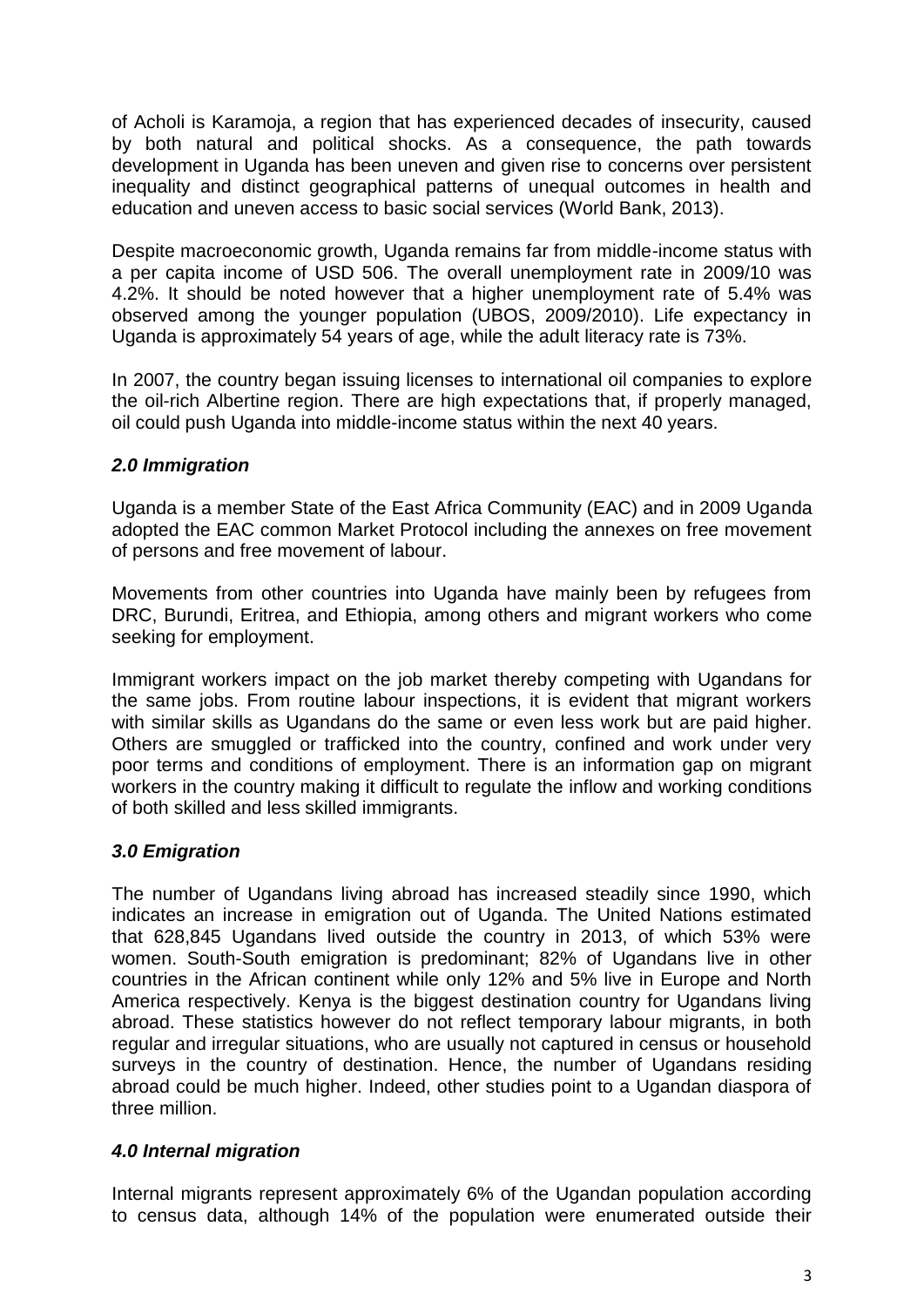of Acholi is Karamoja, a region that has experienced decades of insecurity, caused by both natural and political shocks. As a consequence, the path towards development in Uganda has been uneven and given rise to concerns over persistent inequality and distinct geographical patterns of unequal outcomes in health and education and uneven access to basic social services (World Bank, 2013).

Despite macroeconomic growth, Uganda remains far from middle-income status with a per capita income of USD 506. The overall unemployment rate in 2009/10 was 4.2%. It should be noted however that a higher unemployment rate of 5.4% was observed among the younger population (UBOS, 2009/2010). Life expectancy in Uganda is approximately 54 years of age, while the adult literacy rate is 73%.

In 2007, the country began issuing licenses to international oil companies to explore the oil-rich Albertine region. There are high expectations that, if properly managed, oil could push Uganda into middle-income status within the next 40 years.

## *2.0 Immigration*

Uganda is a member State of the East Africa Community (EAC) and in 2009 Uganda adopted the EAC common Market Protocol including the annexes on free movement of persons and free movement of labour.

Movements from other countries into Uganda have mainly been by refugees from DRC, Burundi, Eritrea, and Ethiopia, among others and migrant workers who come seeking for employment.

Immigrant workers impact on the job market thereby competing with Ugandans for the same jobs. From routine labour inspections, it is evident that migrant workers with similar skills as Ugandans do the same or even less work but are paid higher. Others are smuggled or trafficked into the country, confined and work under very poor terms and conditions of employment. There is an information gap on migrant workers in the country making it difficult to regulate the inflow and working conditions of both skilled and less skilled immigrants.

## *3.0 Emigration*

The number of Ugandans living abroad has increased steadily since 1990, which indicates an increase in emigration out of Uganda. The United Nations estimated that 628,845 Ugandans lived outside the country in 2013, of which 53% were women. South-South emigration is predominant; 82% of Ugandans live in other countries in the African continent while only 12% and 5% live in Europe and North America respectively. Kenya is the biggest destination country for Ugandans living abroad. These statistics however do not reflect temporary labour migrants, in both regular and irregular situations, who are usually not captured in census or household surveys in the country of destination. Hence, the number of Ugandans residing abroad could be much higher. Indeed, other studies point to a Ugandan diaspora of three million.

## *4.0 Internal migration*

Internal migrants represent approximately 6% of the Ugandan population according to census data, although 14% of the population were enumerated outside their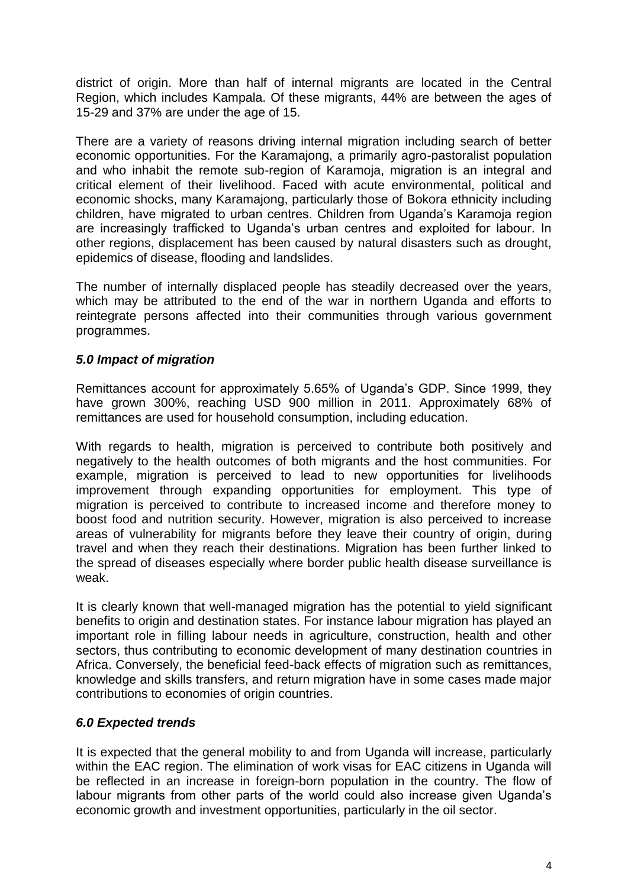district of origin. More than half of internal migrants are located in the Central Region, which includes Kampala. Of these migrants, 44% are between the ages of 15-29 and 37% are under the age of 15.

There are a variety of reasons driving internal migration including search of better economic opportunities. For the Karamajong, a primarily agro-pastoralist population and who inhabit the remote sub-region of Karamoja, migration is an integral and critical element of their livelihood. Faced with acute environmental, political and economic shocks, many Karamajong, particularly those of Bokora ethnicity including children, have migrated to urban centres. Children from Uganda's Karamoja region are increasingly trafficked to Uganda's urban centres and exploited for labour. In other regions, displacement has been caused by natural disasters such as drought, epidemics of disease, flooding and landslides.

The number of internally displaced people has steadily decreased over the years, which may be attributed to the end of the war in northern Uganda and efforts to reintegrate persons affected into their communities through various government programmes.

### *5.0 Impact of migration*

Remittances account for approximately 5.65% of Uganda's GDP. Since 1999, they have grown 300%, reaching USD 900 million in 2011. Approximately 68% of remittances are used for household consumption, including education.

With regards to health, migration is perceived to contribute both positively and negatively to the health outcomes of both migrants and the host communities. For example, migration is perceived to lead to new opportunities for livelihoods improvement through expanding opportunities for employment. This type of migration is perceived to contribute to increased income and therefore money to boost food and nutrition security. However, migration is also perceived to increase areas of vulnerability for migrants before they leave their country of origin, during travel and when they reach their destinations. Migration has been further linked to the spread of diseases especially where border public health disease surveillance is weak.

It is clearly known that well-managed migration has the potential to yield significant benefits to origin and destination states. For instance labour migration has played an important role in filling labour needs in agriculture, construction, health and other sectors, thus contributing to economic development of many destination countries in Africa. Conversely, the beneficial feed-back effects of migration such as remittances, knowledge and skills transfers, and return migration have in some cases made major contributions to economies of origin countries.

### *6.0 Expected trends*

It is expected that the general mobility to and from Uganda will increase, particularly within the EAC region. The elimination of work visas for EAC citizens in Uganda will be reflected in an increase in foreign-born population in the country. The flow of labour migrants from other parts of the world could also increase given Uganda's economic growth and investment opportunities, particularly in the oil sector.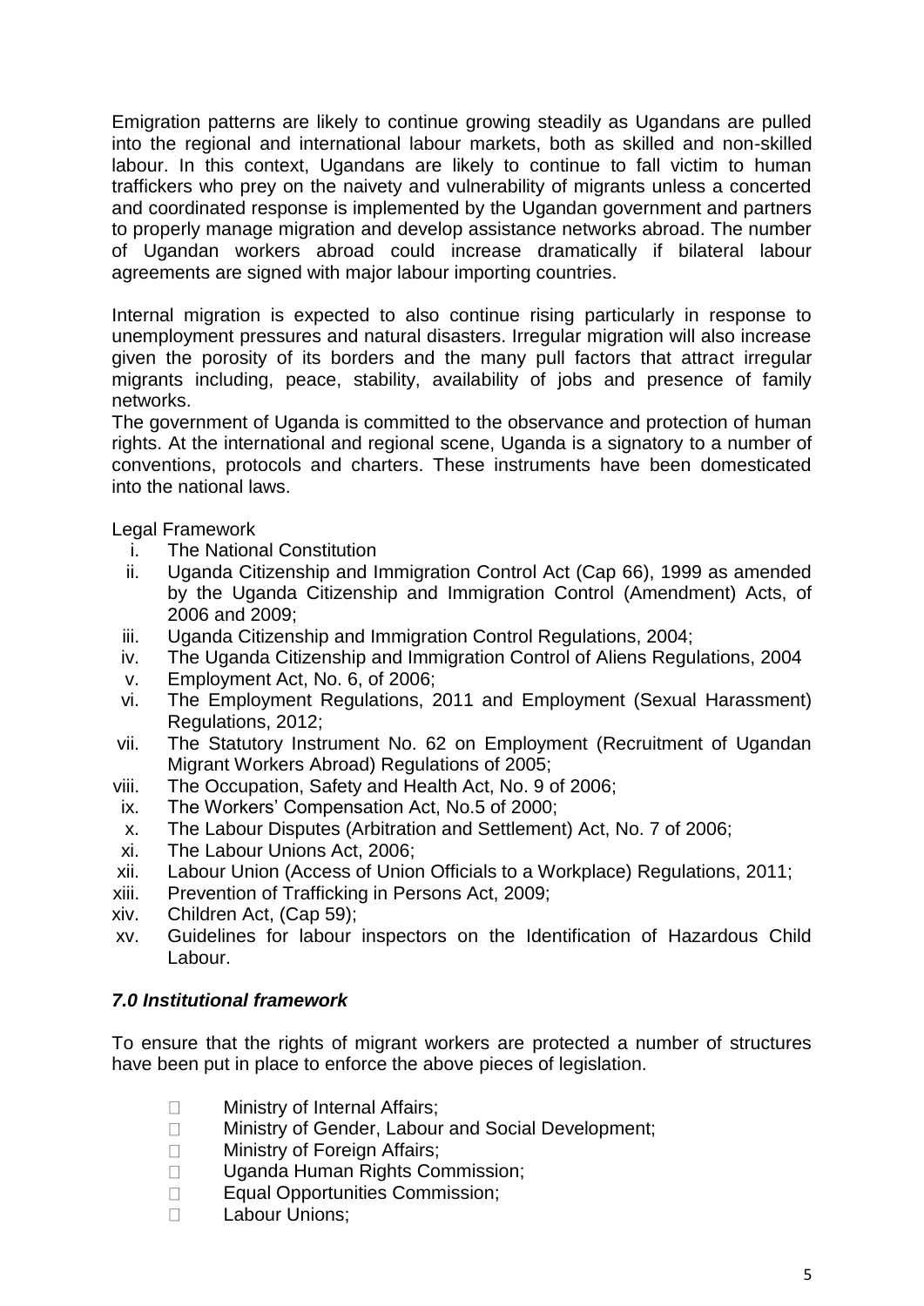Emigration patterns are likely to continue growing steadily as Ugandans are pulled into the regional and international labour markets, both as skilled and non-skilled labour. In this context, Ugandans are likely to continue to fall victim to human traffickers who prey on the naivety and vulnerability of migrants unless a concerted and coordinated response is implemented by the Ugandan government and partners to properly manage migration and develop assistance networks abroad. The number of Ugandan workers abroad could increase dramatically if bilateral labour agreements are signed with major labour importing countries.

Internal migration is expected to also continue rising particularly in response to unemployment pressures and natural disasters. Irregular migration will also increase given the porosity of its borders and the many pull factors that attract irregular migrants including, peace, stability, availability of jobs and presence of family networks.

The government of Uganda is committed to the observance and protection of human rights. At the international and regional scene, Uganda is a signatory to a number of conventions, protocols and charters. These instruments have been domesticated into the national laws.

Legal Framework

i. The National Constitution
ii. Uganda Citizenship and Immigration Control Act (Cap 66), 1999 as amended by the Uganda Citizenship and Immigration Control (Amendment) Acts, of 2006 and 2009;
iii. Uganda Citizenship and Immigration Control Regulations, 2004;
iv. The Uganda Citizenship and Immigration Control of Aliens Regulations, 2004
v. Employment Act, No. 6, of 2006;
vi. The Employment Regulations, 2011 and Employment (Sexual Harassment) Regulations, 2012;
vii. The Statutory Instrument No. 62 on Employment (Recruitment of Ugandan Migrant Workers Abroad) Regulations of 2005;
viii. The Occupation, Safety and Health Act, No. 9 of 2006;
ix. The Workers' Compensation Act, No.5 of 2000;
x. The Labour Disputes (Arbitration and Settlement) Act, No. 7 of 2006;
xi. The Labour Unions Act, 2006;
xii. Labour Union (Access of Union Officials to a Workplace) Regulations, 2011;
xiii. Prevention of Trafficking in Persons Act, 2009;
xiv. Children Act, (Cap 59);
xv. Guidelines for labour inspectors on the Identification of Hazardous Child Labour.

### *7.0 Institutional framework*

To ensure that the rights of migrant workers are protected a number of structures have been put in place to enforce the above pieces of legislation.

- Ministry of Internal Affairs;
- Ministry of Gender, Labour and Social Development;
- Ministry of Foreign Affairs;
- Uganda Human Rights Commission;
- Equal Opportunities Commission;
- Labour Unions;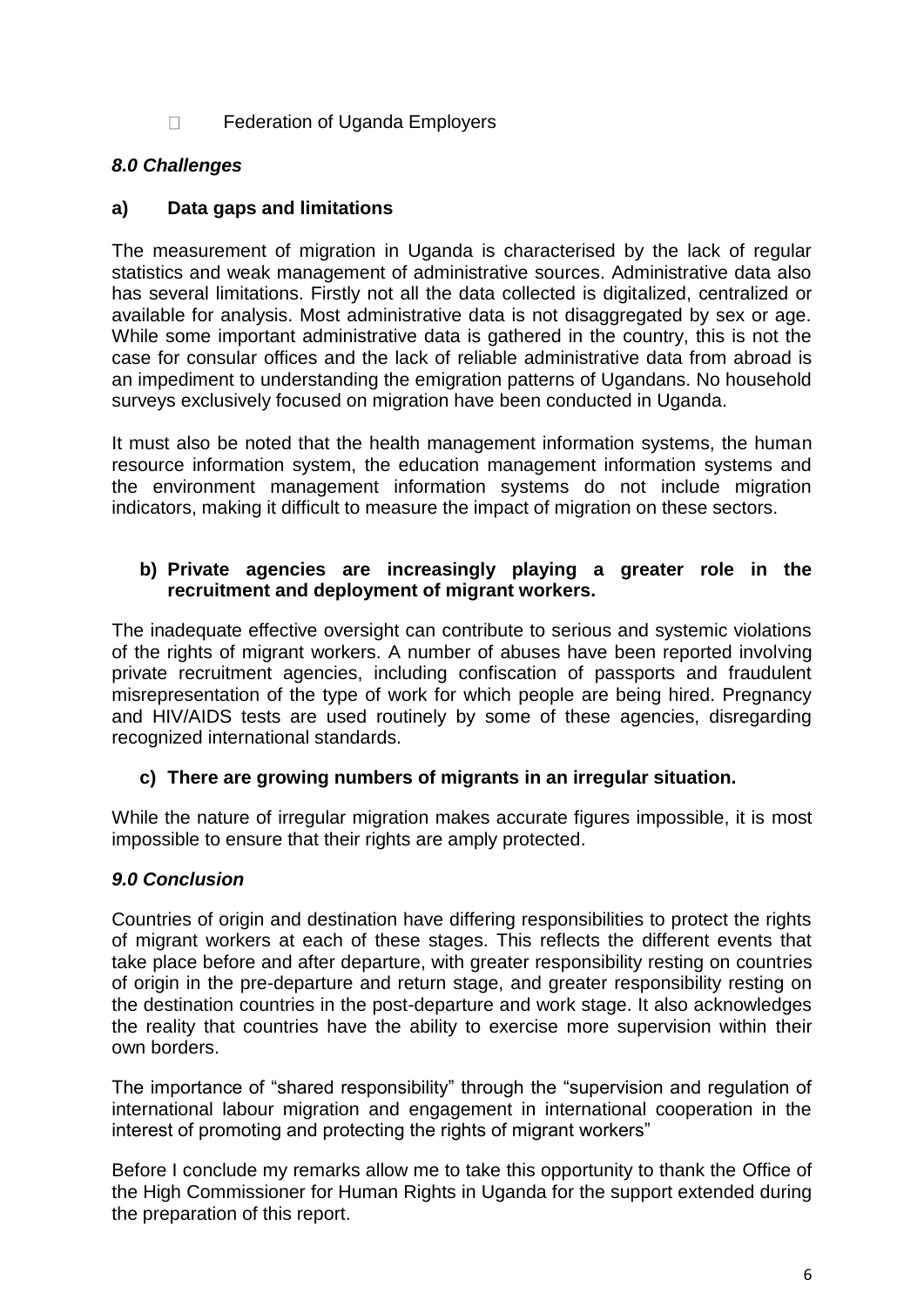- Federation of Uganda Employers

### *8.0 Challenges*

**a) Data gaps and limitations**

The measurement of migration in Uganda is characterised by the lack of regular statistics and weak management of administrative sources. Administrative data also has several limitations. Firstly not all the data collected is digitalized, centralized or available for analysis. Most administrative data is not disaggregated by sex or age. While some important administrative data is gathered in the country, this is not the case for consular offices and the lack of reliable administrative data from abroad is an impediment to understanding the emigration patterns of Ugandans. No household surveys exclusively focused on migration have been conducted in Uganda.

It must also be noted that the health management information systems, the human resource information system, the education management information systems and the environment management information systems do not include migration indicators, making it difficult to measure the impact of migration on these sectors.

**b) Private agencies are increasingly playing a greater role in the recruitment and deployment of migrant workers.**

The inadequate effective oversight can contribute to serious and systemic violations of the rights of migrant workers. A number of abuses have been reported involving private recruitment agencies, including confiscation of passports and fraudulent misrepresentation of the type of work for which people are being hired. Pregnancy and HIV/AIDS tests are used routinely by some of these agencies, disregarding recognized international standards.

**c) There are growing numbers of migrants in an irregular situation.**

While the nature of irregular migration makes accurate figures impossible, it is most impossible to ensure that their rights are amply protected.

### *9.0 Conclusion*

Countries of origin and destination have differing responsibilities to protect the rights of migrant workers at each of these stages. This reflects the different events that take place before and after departure, with greater responsibility resting on countries of origin in the pre-departure and return stage, and greater responsibility resting on the destination countries in the post-departure and work stage. It also acknowledges the reality that countries have the ability to exercise more supervision within their own borders.

The importance of "shared responsibility" through the "supervision and regulation of international labour migration and engagement in international cooperation in the interest of promoting and protecting the rights of migrant workers"

Before I conclude my remarks allow me to take this opportunity to thank the Office of the High Commissioner for Human Rights in Uganda for the support extended during the preparation of this report.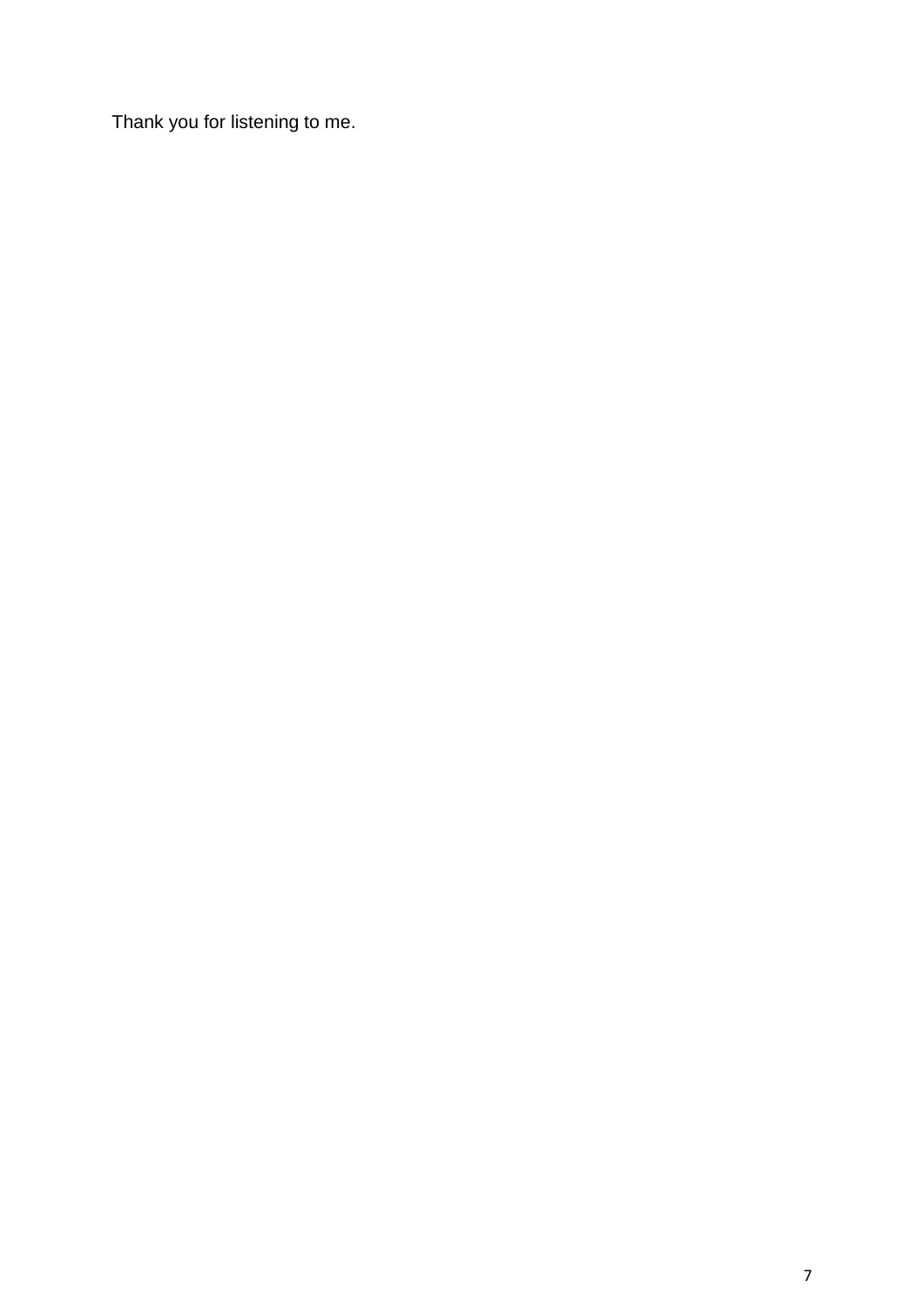Thank you for listening to me.